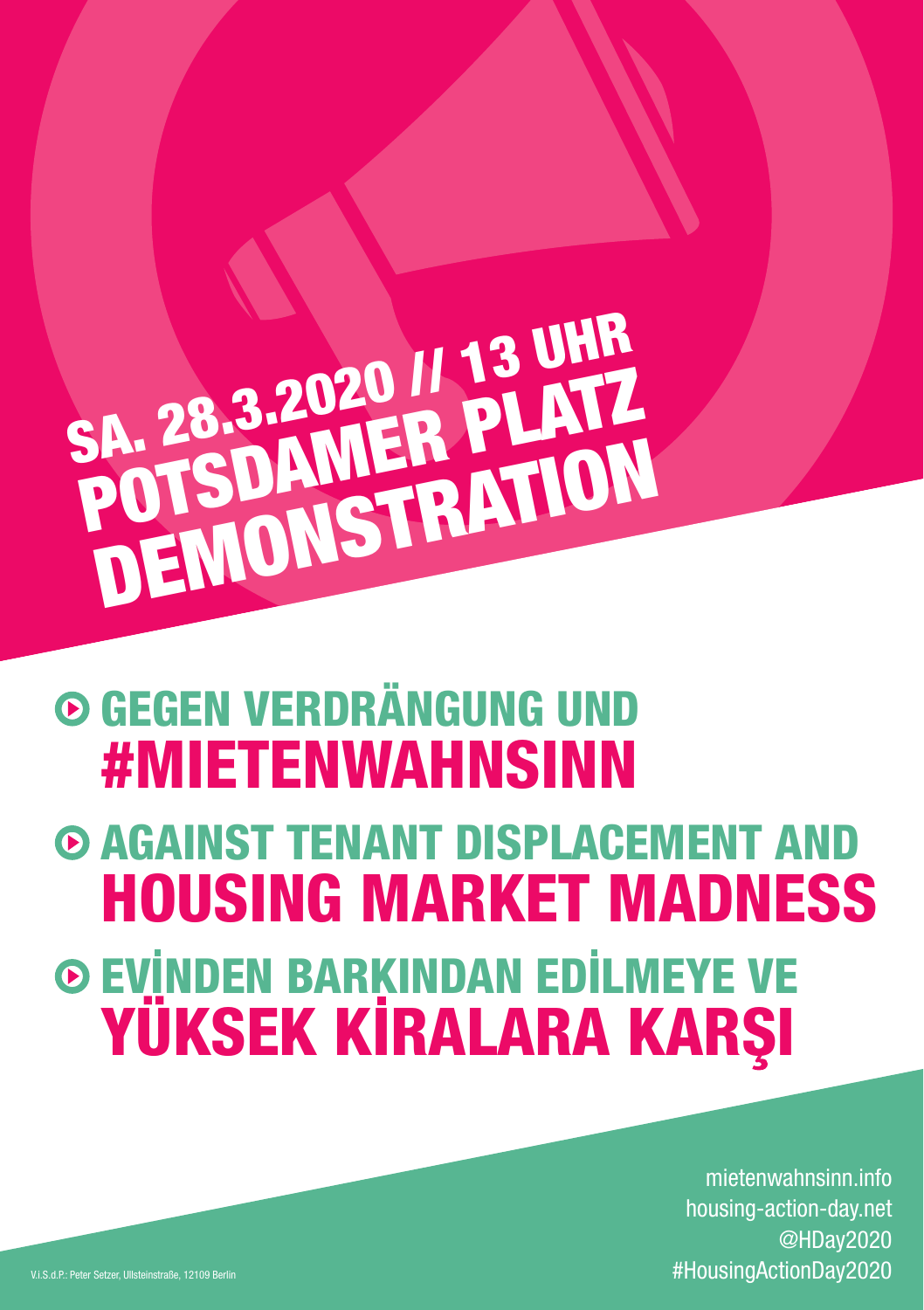# SA. 28.3.2020 // 13 UHR
# POTSDAMER PLATZ
# DEMONSTRATION

## GEGEN VERDRÄNGUNG UND #MIETENWAHNSINN

## AGAINST TENANT DISPLACEMENT AND HOUSING MARKET MADNESS

## EVİNDEN BARKINDAN EDİLMEYE VE YÜKSEK KİRALARA KARŞI

mietenwahnsinn.info
housing-action-day.net
@HDay2020
#HousingActionDay2020

V.i.S.d.P.: Peter Setzer, Ullsteinstraße, 12109 Berlin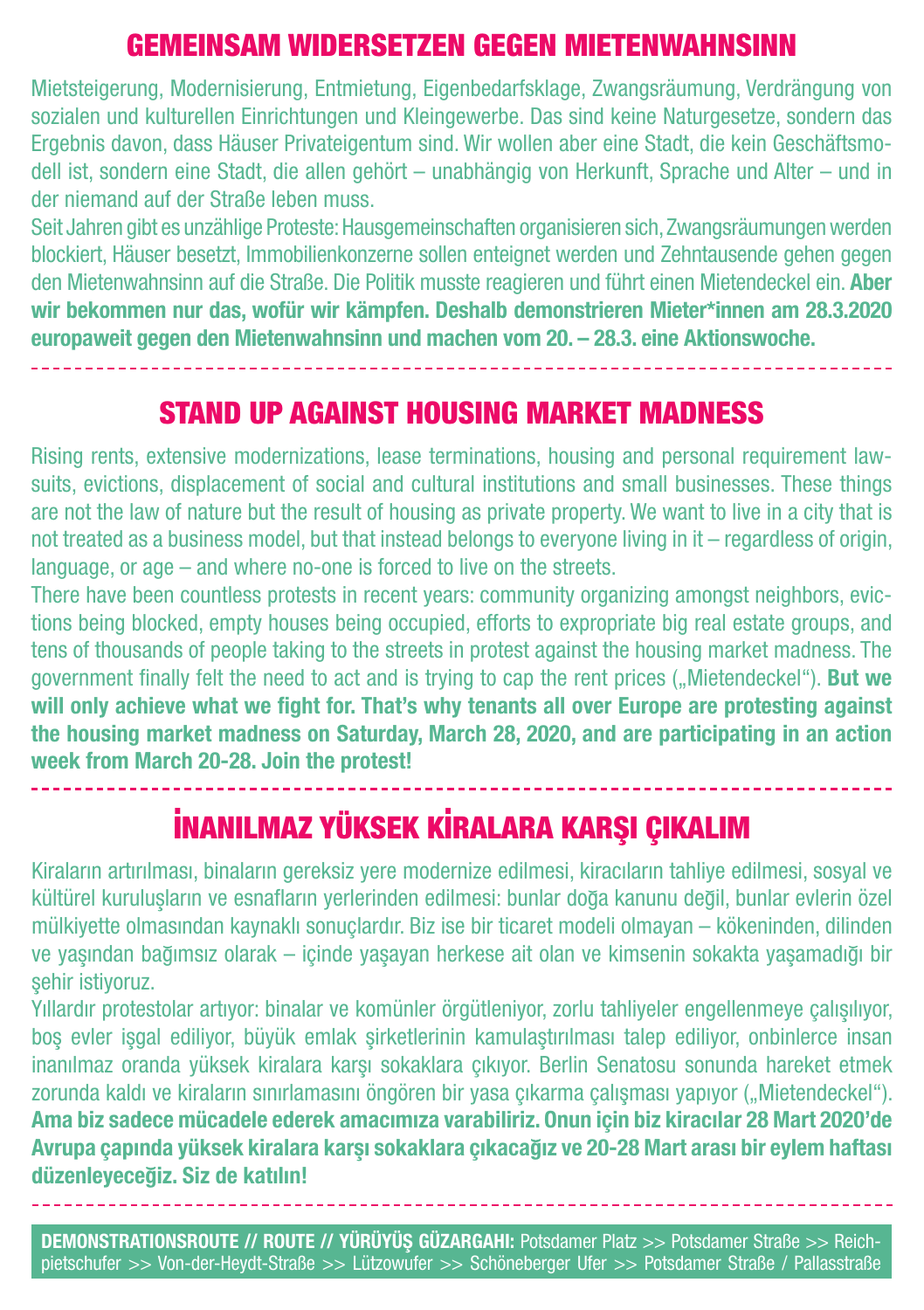## GEMEINSAM WIDERSETZEN GEGEN MIETENWAHNSINN

Mietsteigerung, Modernisierung, Entmietung, Eigenbedarfsklage, Zwangsräumung, Verdrängung von sozialen und kulturellen Einrichtungen und Kleingewerbe. Das sind keine Naturgesetze, sondern das Ergebnis davon, dass Häuser Privateigentum sind. Wir wollen aber eine Stadt, die kein Geschäftsmodell ist, sondern eine Stadt, die allen gehört – unabhängig von Herkunft, Sprache und Alter – und in der niemand auf der Straße leben muss.

Seit Jahren gibt es unzählige Proteste: Hausgemeinschaften organisieren sich, Zwangsräumungen werden blockiert, Häuser besetzt, Immobilienkonzerne sollen enteignet werden und Zehntausende gehen gegen den Mietenwahnsinn auf die Straße. Die Politik musste reagieren und führt einen Mietendeckel ein. **Aber wir bekommen nur das, wofür wir kämpfen. Deshalb demonstrieren Mieter*innen am 28.3.2020 europaweit gegen den Mietenwahnsinn und machen vom 20. – 28.3. eine Aktionswoche.**

---

## STAND UP AGAINST HOUSING MARKET MADNESS

Rising rents, extensive modernizations, lease terminations, housing and personal requirement lawsuits, evictions, displacement of social and cultural institutions and small businesses. These things are not the law of nature but the result of housing as private property. We want to live in a city that is not treated as a business model, but that instead belongs to everyone living in it – regardless of origin, language, or age – and where no-one is forced to live on the streets.

There have been countless protests in recent years: community organizing amongst neighbors, evictions being blocked, empty houses being occupied, efforts to expropriate big real estate groups, and tens of thousands of people taking to the streets in protest against the housing market madness. The government finally felt the need to act and is trying to cap the rent prices („Mietendeckel"). **But we will only achieve what we fight for. That's why tenants all over Europe are protesting against the housing market madness on Saturday, March 28, 2020, and are participating in an action week from March 20-28. Join the protest!**

---

## İNANILMAZ YÜKSEK KİRALARA KARŞI ÇIKALIM

Kiraların artırılması, binaların gereksiz yere modernize edilmesi, kiracıların tahliye edilmesi, sosyal ve kültürel kuruluşların ve esnafların yerlerinden edilmesi: bunlar doğa kanunu değil, bunlar evlerin özel mülkiyette olmasından kaynaklı sonuçlardır. Biz ise bir ticaret modeli olmayan – kökeninden, dilinden ve yaşından bağımsız olarak – içinde yaşayan herkese ait olan ve kimsenin sokakta yaşamadığı bir şehir istiyoruz.

Yıllardır protestolar artıyor: binalar ve komünler örgütleniyor, zorlu tahliyeler engellenmeye çalışılıyor, boş evler işgal ediliyor, büyük emlak şirketlerinin kamulaştırılması talep ediliyor, onbinlerce insan inanılmaz oranda yüksek kiralara karşı sokaklara çıkıyor. Berlin Senatosu sonunda hareket etmek zorunda kaldı ve kiraların sınırlamasını öngören bir yasa çıkarma çalışması yapıyor („Mietendeckel"). **Ama biz sadece mücadele ederek amacımıza varabiliriz. Onun için biz kiracılar 28 Mart 2020'de Avrupa çapında yüksek kiralara karşı sokaklara çıkacağız ve 20-28 Mart arası bir eylem haftası düzenleyeceğiz. Siz de katılın!**

---

**DEMONSTRATIONSROUTE // ROUTE // YÜRÜYÜŞ GÜZARGAHI:** Potsdamer Platz >> Potsdamer Straße >> Reichpietschufer >> Von-der-Heydt-Straße >> Lützowufer >> Schöneberger Ufer >> Potsdamer Straße / Pallasstraße